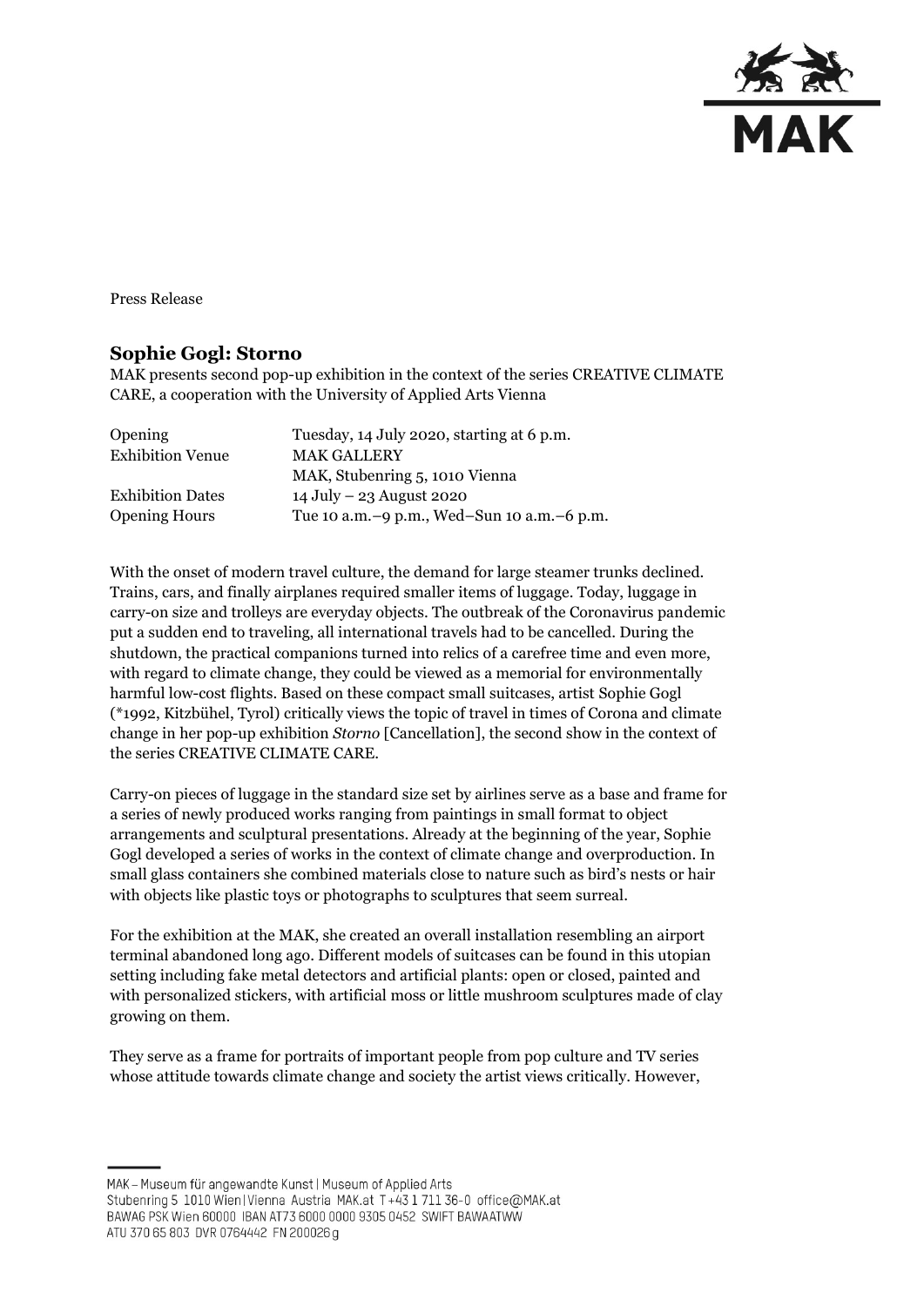Press Release

# Sophie Gogl: Storno

MAK presents second pop-up exhibition in the context of the series CREATIVE CLIMATE CARE, a cooperation with the University of Applied Arts Vienna

| | |
|---|---|
| Opening | Tuesday, 14 July 2020, starting at 6 p.m. |
| Exhibition Venue | MAK GALLERY<br>MAK, Stubenring 5, 1010 Vienna |
| Exhibition Dates | 14 July – 23 August 2020 |
| Opening Hours | Tue 10 a.m.–9 p.m., Wed–Sun 10 a.m.–6 p.m. |

With the onset of modern travel culture, the demand for large steamer trunks declined. Trains, cars, and finally airplanes required smaller items of luggage. Today, luggage in carry-on size and trolleys are everyday objects. The outbreak of the Coronavirus pandemic put a sudden end to traveling, all international travels had to be cancelled. During the shutdown, the practical companions turned into relics of a carefree time and even more, with regard to climate change, they could be viewed as a memorial for environmentally harmful low-cost flights. Based on these compact small suitcases, artist Sophie Gogl (*1992, Kitzbühel, Tyrol) critically views the topic of travel in times of Corona and climate change in her pop-up exhibition *Storno* [Cancellation], the second show in the context of the series CREATIVE CLIMATE CARE.

Carry-on pieces of luggage in the standard size set by airlines serve as a base and frame for a series of newly produced works ranging from paintings in small format to object arrangements and sculptural presentations. Already at the beginning of the year, Sophie Gogl developed a series of works in the context of climate change and overproduction. In small glass containers she combined materials close to nature such as bird's nests or hair with objects like plastic toys or photographs to sculptures that seem surreal.

For the exhibition at the MAK, she created an overall installation resembling an airport terminal abandoned long ago. Different models of suitcases can be found in this utopian setting including fake metal detectors and artificial plants: open or closed, painted and with personalized stickers, with artificial moss or little mushroom sculptures made of clay growing on them.

They serve as a frame for portraits of important people from pop culture and TV series whose attitude towards climate change and society the artist views critically. However,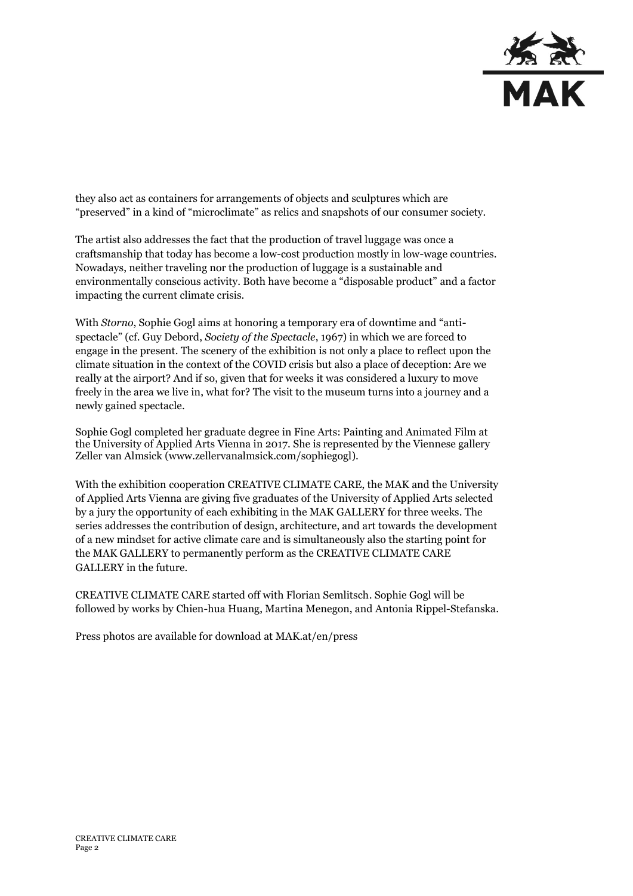they also act as containers for arrangements of objects and sculptures which are "preserved" in a kind of "microclimate" as relics and snapshots of our consumer society.

The artist also addresses the fact that the production of travel luggage was once a craftsmanship that today has become a low-cost production mostly in low-wage countries. Nowadays, neither traveling nor the production of luggage is a sustainable and environmentally conscious activity. Both have become a "disposable product" and a factor impacting the current climate crisis.

With *Storno*, Sophie Gogl aims at honoring a temporary era of downtime and "anti-spectacle" (cf. Guy Debord, *Society of the Spectacle*, 1967) in which we are forced to engage in the present. The scenery of the exhibition is not only a place to reflect upon the climate situation in the context of the COVID crisis but also a place of deception: Are we really at the airport? And if so, given that for weeks it was considered a luxury to move freely in the area we live in, what for? The visit to the museum turns into a journey and a newly gained spectacle.

Sophie Gogl completed her graduate degree in Fine Arts: Painting and Animated Film at the University of Applied Arts Vienna in 2017. She is represented by the Viennese gallery Zeller van Almsick (www.zellervanalmsick.com/sophiegogl).

With the exhibition cooperation CREATIVE CLIMATE CARE, the MAK and the University of Applied Arts Vienna are giving five graduates of the University of Applied Arts selected by a jury the opportunity of each exhibiting in the MAK GALLERY for three weeks. The series addresses the contribution of design, architecture, and art towards the development of a new mindset for active climate care and is simultaneously also the starting point for the MAK GALLERY to permanently perform as the CREATIVE CLIMATE CARE GALLERY in the future.

CREATIVE CLIMATE CARE started off with Florian Semlitsch. Sophie Gogl will be followed by works by Chien-hua Huang, Martina Menegon, and Antonia Rippel-Stefanska.

Press photos are available for download at MAK.at/en/press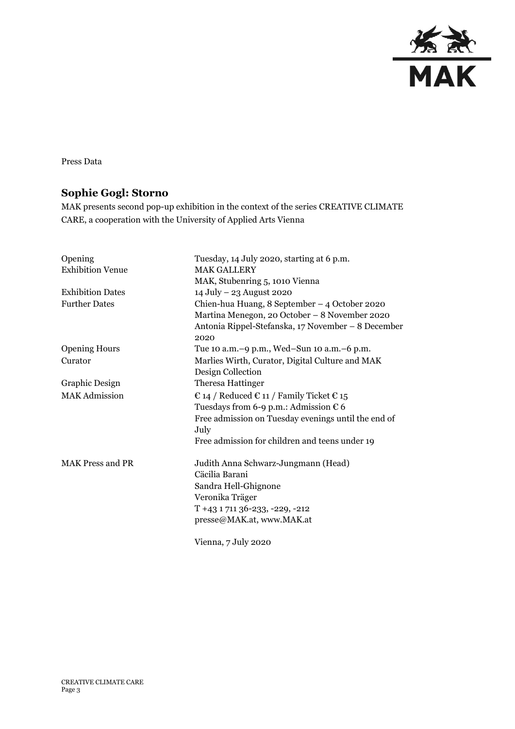Press Data

## Sophie Gogl: Storno

MAK presents second pop-up exhibition in the context of the series CREATIVE CLIMATE CARE, a cooperation with the University of Applied Arts Vienna

| | |
|---|---|
| Opening | Tuesday, 14 July 2020, starting at 6 p.m. |
| Exhibition Venue | MAK GALLERY<br>MAK, Stubenring 5, 1010 Vienna |
| Exhibition Dates | 14 July – 23 August 2020 |
| Further Dates | Chien-hua Huang, 8 September – 4 October 2020<br>Martina Menegon, 20 October – 8 November 2020<br>Antonia Rippel-Stefanska, 17 November – 8 December 2020 |
| Opening Hours | Tue 10 a.m.–9 p.m., Wed–Sun 10 a.m.–6 p.m. |
| Curator | Marlies Wirth, Curator, Digital Culture and MAK Design Collection |
| Graphic Design | Theresa Hattinger |
| MAK Admission | € 14 / Reduced € 11 / Family Ticket € 15<br>Tuesdays from 6-9 p.m.: Admission € 6<br>Free admission on Tuesday evenings until the end of July<br>Free admission for children and teens under 19 |
| MAK Press and PR | Judith Anna Schwarz-Jungmann (Head)<br>Cäcilia Barani<br>Sandra Hell-Ghignone<br>Veronika Träger<br>T +43 1 711 36-233, -229, -212<br>presse@MAK.at, www.MAK.at |

Vienna, 7 July 2020